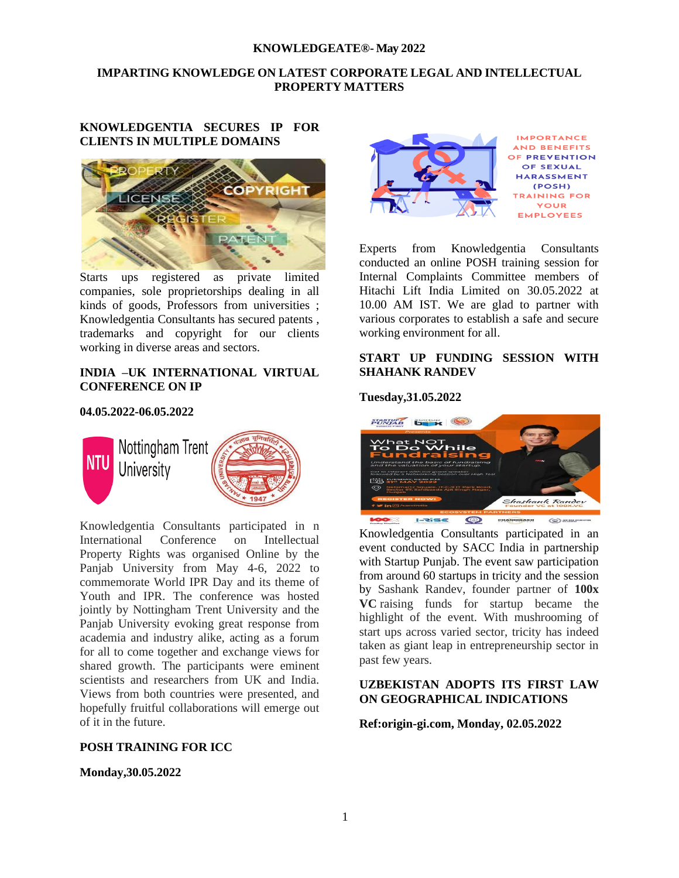**KNOWLEDGEATE®- May 2022**

# IMPARTING KNOWLEDGE ON LATEST CORPORATE LEGAL AND INTELLECTUAL PROPERTY MATTERS

## KNOWLEDGENTIA SECURES IP FOR CLIENTS IN MULTIPLE DOMAINS

Starts ups registered as private limited companies, sole proprietorships dealing in all kinds of goods, Professors from universities ; Knowledgentia Consultants has secured patents , trademarks and copyright for our clients working in diverse areas and sectors.

## INDIA –UK INTERNATIONAL VIRTUAL CONFERENCE ON IP

**04.05.2022-06.05.2022**

Knowledgentia Consultants participated in n International Conference on Intellectual Property Rights was organised Online by the Panjab University from May 4-6, 2022 to commemorate World IPR Day and its theme of Youth and IPR. The conference was hosted jointly by Nottingham Trent University and the Panjab University evoking great response from academia and industry alike, acting as a forum for all to come together and exchange views for shared growth. The participants were eminent scientists and researchers from UK and India. Views from both countries were presented, and hopefully fruitful collaborations will emerge out of it in the future.

## POSH TRAINING FOR ICC

**Monday,30.05.2022**

Experts from Knowledgentia Consultants conducted an online POSH training session for Internal Complaints Committee members of Hitachi Lift India Limited on 30.05.2022 at 10.00 AM IST. We are glad to partner with various corporates to establish a safe and secure working environment for all.

## START UP FUNDING SESSION WITH SHAHANK RANDEV

**Tuesday,31.05.2022**

Knowledgentia Consultants participated in an event conducted by SACC India in partnership with Startup Punjab. The event saw participation from around 60 startups in tricity and the session by Sashank Randev, founder partner of **100x VC** raising funds for startup became the highlight of the event. With mushrooming of start ups across varied sector, tricity has indeed taken as giant leap in entrepreneurship sector in past few years.

## UZBEKISTAN ADOPTS ITS FIRST LAW ON GEOGRAPHICAL INDICATIONS

**Ref:origin-gi.com, Monday, 02.05.2022**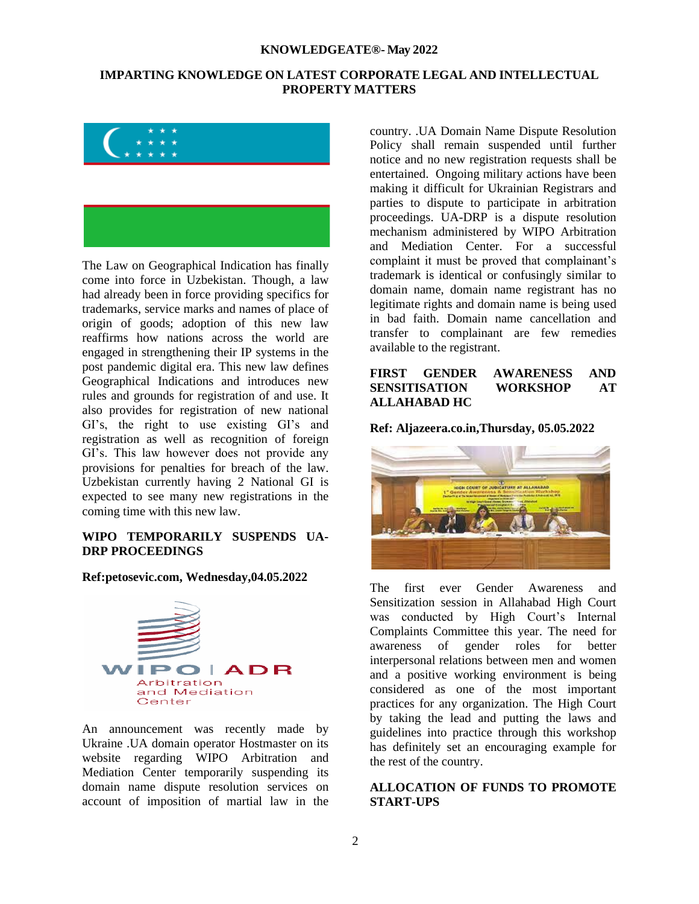The Law on Geographical Indication has finally come into force in Uzbekistan. Though, a law had already been in force providing specifics for trademarks, service marks and names of place of origin of goods; adoption of this new law reaffirms how nations across the world are engaged in strengthening their IP systems in the post pandemic digital era. This new law defines Geographical Indications and introduces new rules and grounds for registration of and use. It also provides for registration of new national GI's, the right to use existing GI's and registration as well as recognition of foreign GI's. This law however does not provide any provisions for penalties for breach of the law. Uzbekistan currently having 2 National GI is expected to see many new registrations in the coming time with this new law.

**WIPO TEMPORARILY SUSPENDS UA-DRP PROCEEDINGS**

**Ref:petosevic.com, Wednesday,04.05.2022**

An announcement was recently made by Ukraine .UA domain operator Hostmaster on its website regarding WIPO Arbitration and Mediation Center temporarily suspending its domain name dispute resolution services on account of imposition of martial law in the country. .UA Domain Name Dispute Resolution Policy shall remain suspended until further notice and no new registration requests shall be entertained. Ongoing military actions have been making it difficult for Ukrainian Registrars and parties to dispute to participate in arbitration proceedings. UA-DRP is a dispute resolution mechanism administered by WIPO Arbitration and Mediation Center. For a successful complaint it must be proved that complainant's trademark is identical or confusingly similar to domain name, domain name registrant has no legitimate rights and domain name is being used in bad faith. Domain name cancellation and transfer to complainant are few remedies available to the registrant.

**FIRST GENDER AWARENESS AND SENSITISATION WORKSHOP AT ALLAHABAD HC**

**Ref: Aljazeera.co.in,Thursday, 05.05.2022**

The first ever Gender Awareness and Sensitization session in Allahabad High Court was conducted by High Court's Internal Complaints Committee this year. The need for awareness of gender roles for better interpersonal relations between men and women and a positive working environment is being considered as one of the most important practices for any organization. The High Court by taking the lead and putting the laws and guidelines into practice through this workshop has definitely set an encouraging example for the rest of the country.

**ALLOCATION OF FUNDS TO PROMOTE START-UPS**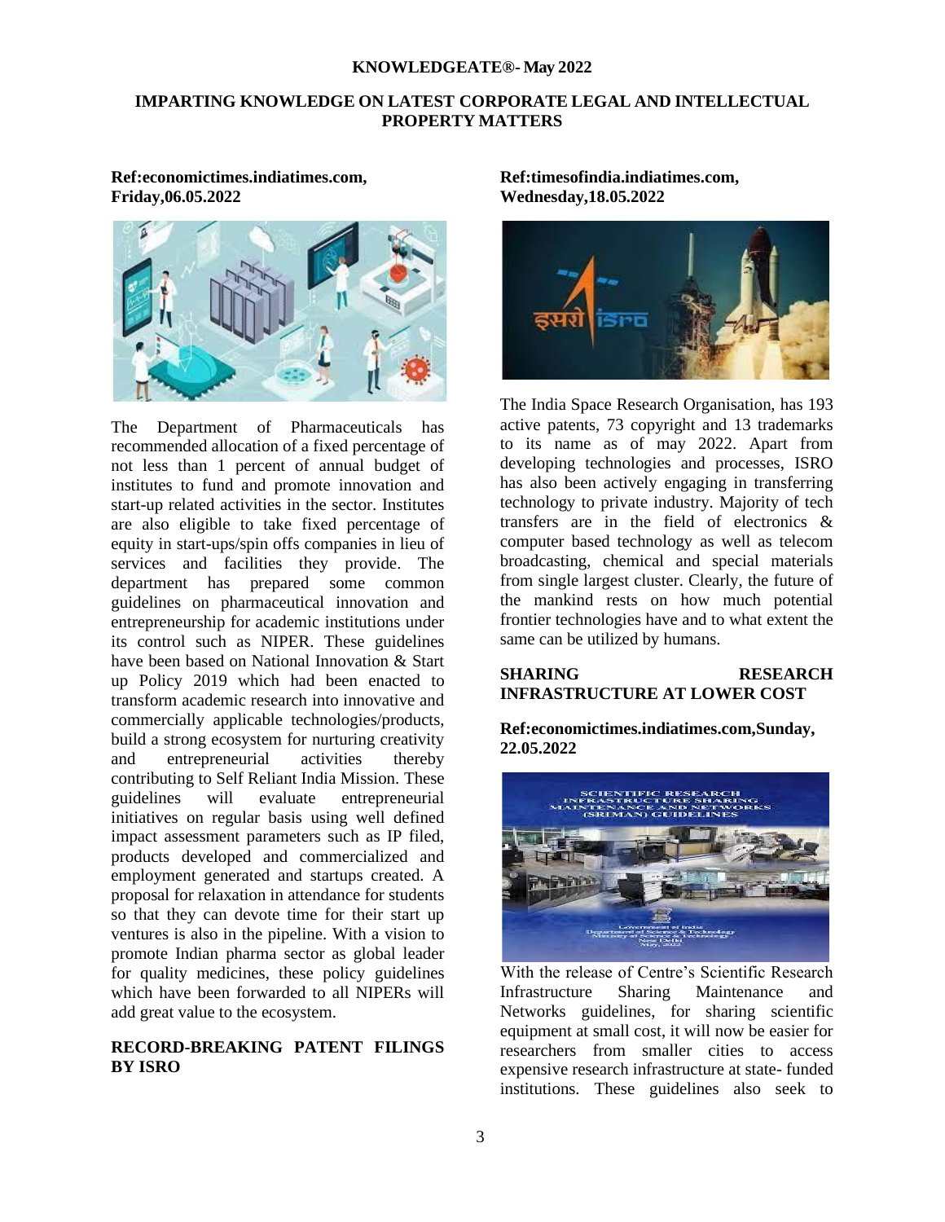**KNOWLEDGEATE®- May 2022**

## IMPARTING KNOWLEDGE ON LATEST CORPORATE LEGAL AND INTELLECTUAL PROPERTY MATTERS

**Ref:economictimes.indiatimes.com, Friday,06.05.2022**

The Department of Pharmaceuticals has recommended allocation of a fixed percentage of not less than 1 percent of annual budget of institutes to fund and promote innovation and start-up related activities in the sector. Institutes are also eligible to take fixed percentage of equity in start-ups/spin offs companies in lieu of services and facilities they provide. The department has prepared some common guidelines on pharmaceutical innovation and entrepreneurship for academic institutions under its control such as NIPER. These guidelines have been based on National Innovation & Start up Policy 2019 which had been enacted to transform academic research into innovative and commercially applicable technologies/products, build a strong ecosystem for nurturing creativity and entrepreneurial activities thereby contributing to Self Reliant India Mission. These guidelines will evaluate entrepreneurial initiatives on regular basis using well defined impact assessment parameters such as IP filed, products developed and commercialized and employment generated and startups created. A proposal for relaxation in attendance for students so that they can devote time for their start up ventures is also in the pipeline. With a vision to promote Indian pharma sector as global leader for quality medicines, these policy guidelines which have been forwarded to all NIPERs will add great value to the ecosystem.

### RECORD-BREAKING PATENT FILINGS BY ISRO

**Ref:timesofindia.indiatimes.com, Wednesday,18.05.2022**

The India Space Research Organisation, has 193 active patents, 73 copyright and 13 trademarks to its name as of may 2022. Apart from developing technologies and processes, ISRO has also been actively engaging in transferring technology to private industry. Majority of tech transfers are in the field of electronics & computer based technology as well as telecom broadcasting, chemical and special materials from single largest cluster. Clearly, the future of the mankind rests on how much potential frontier technologies have and to what extent the same can be utilized by humans.

### SHARING RESEARCH INFRASTRUCTURE AT LOWER COST

**Ref:economictimes.indiatimes.com,Sunday, 22.05.2022**

With the release of Centre's Scientific Research Infrastructure Sharing Maintenance and Networks guidelines, for sharing scientific equipment at small cost, it will now be easier for researchers from smaller cities to access expensive research infrastructure at state- funded institutions. These guidelines also seek to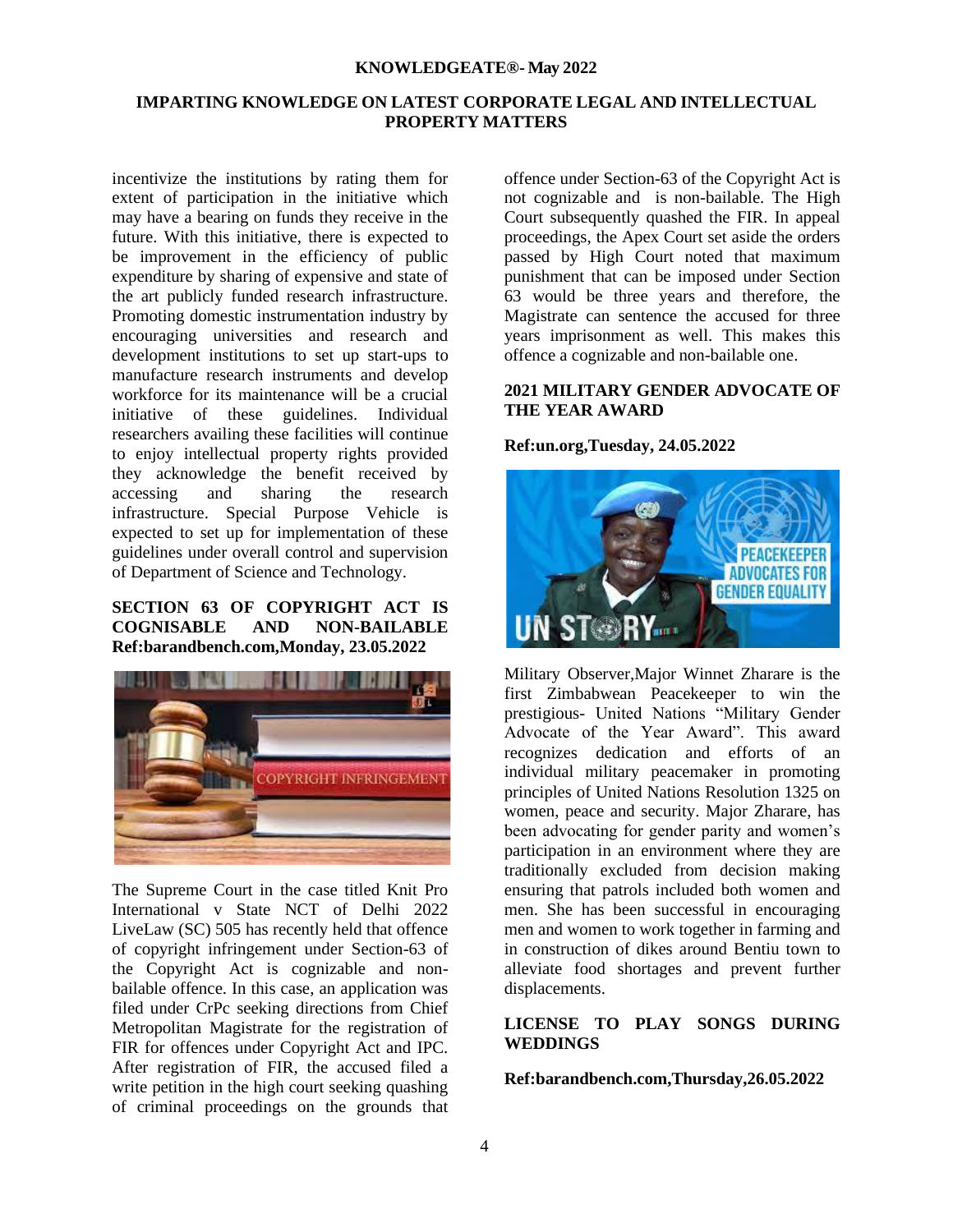incentivize the institutions by rating them for extent of participation in the initiative which may have a bearing on funds they receive in the future. With this initiative, there is expected to be improvement in the efficiency of public expenditure by sharing of expensive and state of the art publicly funded research infrastructure. Promoting domestic instrumentation industry by encouraging universities and research and development institutions to set up start-ups to manufacture research instruments and develop workforce for its maintenance will be a crucial initiative of these guidelines. Individual researchers availing these facilities will continue to enjoy intellectual property rights provided they acknowledge the benefit received by accessing and sharing the research infrastructure. Special Purpose Vehicle is expected to set up for implementation of these guidelines under overall control and supervision of Department of Science and Technology.

## SECTION 63 OF COPYRIGHT ACT IS COGNISABLE AND NON-BAILABLE

**Ref:barandbench.com,Monday, 23.05.2022**

The Supreme Court in the case titled Knit Pro International v State NCT of Delhi 2022 LiveLaw (SC) 505 has recently held that offence of copyright infringement under Section-63 of the Copyright Act is cognizable and non-bailable offence. In this case, an application was filed under CrPc seeking directions from Chief Metropolitan Magistrate for the registration of FIR for offences under Copyright Act and IPC. After registration of FIR, the accused filed a write petition in the high court seeking quashing of criminal proceedings on the grounds that offence under Section-63 of the Copyright Act is not cognizable and is non-bailable. The High Court subsequently quashed the FIR. In appeal proceedings, the Apex Court set aside the orders passed by High Court noted that maximum punishment that can be imposed under Section 63 would be three years and therefore, the Magistrate can sentence the accused for three years imprisonment as well. This makes this offence a cognizable and non-bailable one.

## 2021 MILITARY GENDER ADVOCATE OF THE YEAR AWARD

**Ref:un.org,Tuesday, 24.05.2022**

Military Observer,Major Winnet Zharare is the first Zimbabwean Peacekeeper to win the prestigious- United Nations "Military Gender Advocate of the Year Award". This award recognizes dedication and efforts of an individual military peacemaker in promoting principles of United Nations Resolution 1325 on women, peace and security. Major Zharare, has been advocating for gender parity and women's participation in an environment where they are traditionally excluded from decision making ensuring that patrols included both women and men. She has been successful in encouraging men and women to work together in farming and in construction of dikes around Bentiu town to alleviate food shortages and prevent further displacements.

## LICENSE TO PLAY SONGS DURING WEDDINGS

**Ref:barandbench.com,Thursday,26.05.2022**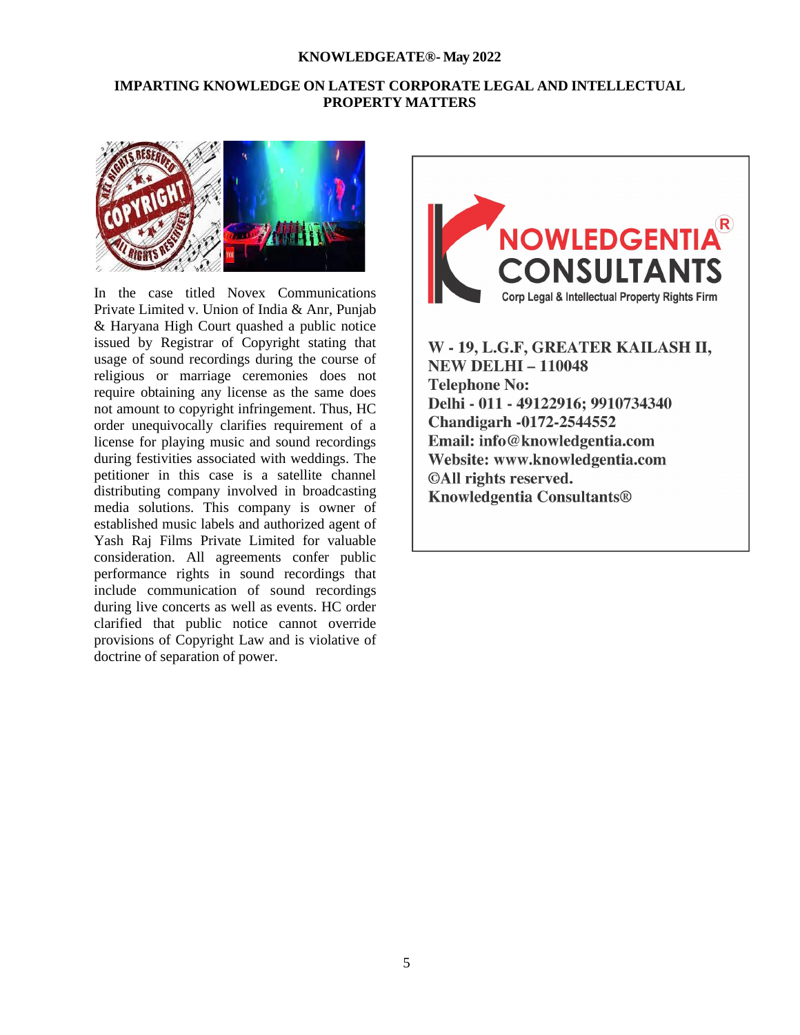**IMPARTING KNOWLEDGE ON LATEST CORPORATE LEGAL AND INTELLECTUAL PROPERTY MATTERS**

In the case titled Novex Communications Private Limited v. Union of India & Anr, Punjab & Haryana High Court quashed a public notice issued by Registrar of Copyright stating that usage of sound recordings during the course of religious or marriage ceremonies does not require obtaining any license as the same does not amount to copyright infringement. Thus, HC order unequivocally clarifies requirement of a license for playing music and sound recordings during festivities associated with weddings. The petitioner in this case is a satellite channel distributing company involved in broadcasting media solutions. This company is owner of established music labels and authorized agent of Yash Raj Films Private Limited for valuable consideration. All agreements confer public performance rights in sound recordings that include communication of sound recordings during live concerts as well as events. HC order clarified that public notice cannot override provisions of Copyright Law and is violative of doctrine of separation of power.

KNOWLEDGENTIA® CONSULTANTS
Corp Legal & Intellectual Property Rights Firm

**W - 19, L.G.F, GREATER KAILASH II,**
**NEW DELHI – 110048**
**Telephone No:**
**Delhi - 011 - 49122916; 9910734340**
**Chandigarh -0172-2544552**
**Email: info@knowledgentia.com**
**Website: www.knowledgentia.com**
**©All rights reserved.**
**Knowledgentia Consultants®**